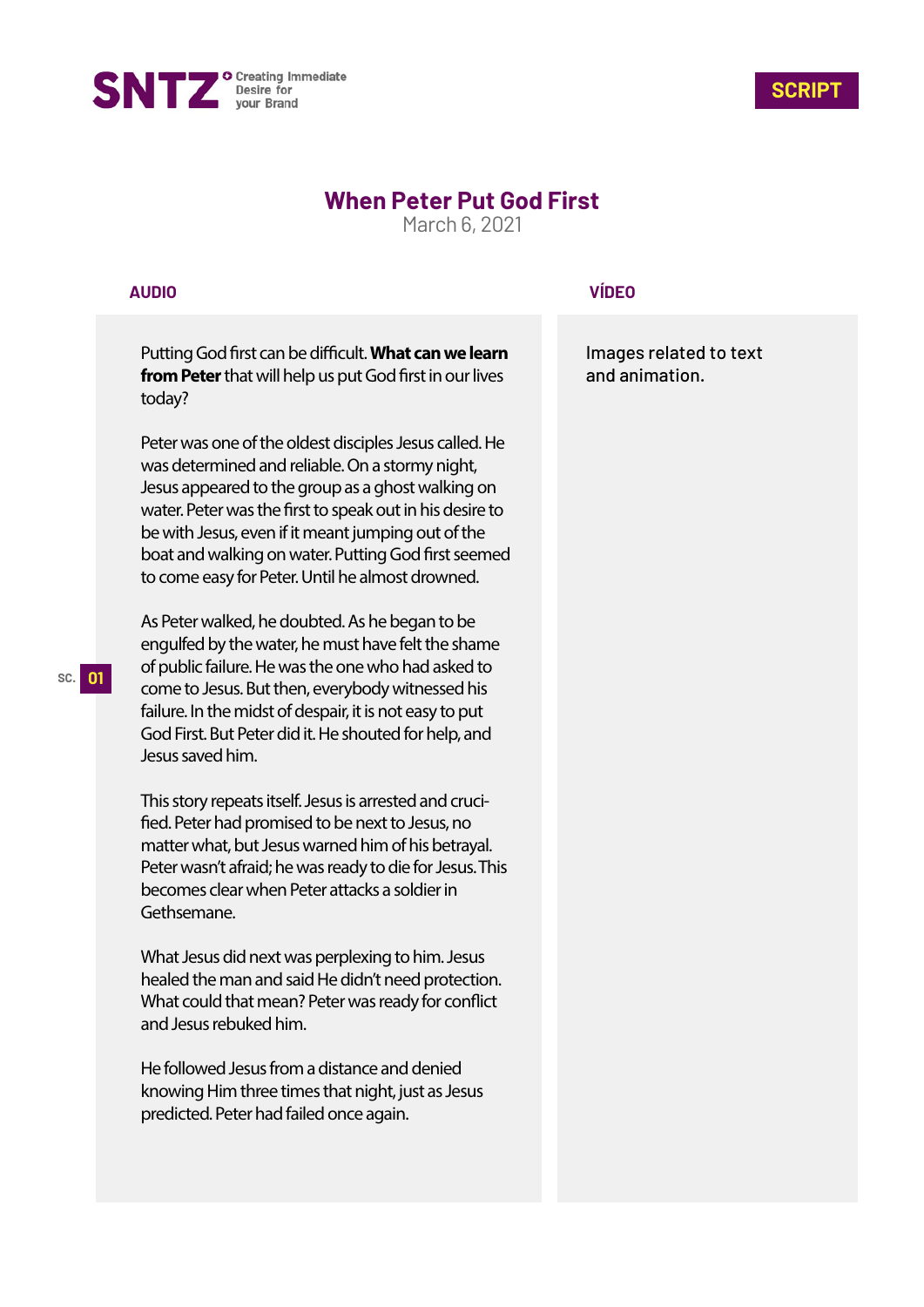**SNTZ** Creating Immediate Desire for your Brand

**SCRIPT**

# When Peter Put God First

March 6, 2021

| AUDIO | VÍDEO |
| --- | --- |
| SC. 01 | |
| Putting God first can be difficult. **What can we learn from Peter** that will help us put God first in our lives today? | Images related to text and animation. |

Putting God first can be difficult. **What can we learn from Peter** that will help us put God first in our lives today?

Peter was one of the oldest disciples Jesus called. He was determined and reliable. On a stormy night, Jesus appeared to the group as a ghost walking on water. Peter was the first to speak out in his desire to be with Jesus, even if it meant jumping out of the boat and walking on water. Putting God first seemed to come easy for Peter. Until he almost drowned.

As Peter walked, he doubted. As he began to be engulfed by the water, he must have felt the shame of public failure. He was the one who had asked to come to Jesus. But then, everybody witnessed his failure. In the midst of despair, it is not easy to put God First. But Peter did it. He shouted for help, and Jesus saved him.

This story repeats itself. Jesus is arrested and crucified. Peter had promised to be next to Jesus, no matter what, but Jesus warned him of his betrayal. Peter wasn't afraid; he was ready to die for Jesus. This becomes clear when Peter attacks a soldier in Gethsemane.

What Jesus did next was perplexing to him. Jesus healed the man and said He didn't need protection. What could that mean? Peter was ready for conflict and Jesus rebuked him.

He followed Jesus from a distance and denied knowing Him three times that night, just as Jesus predicted. Peter had failed once again.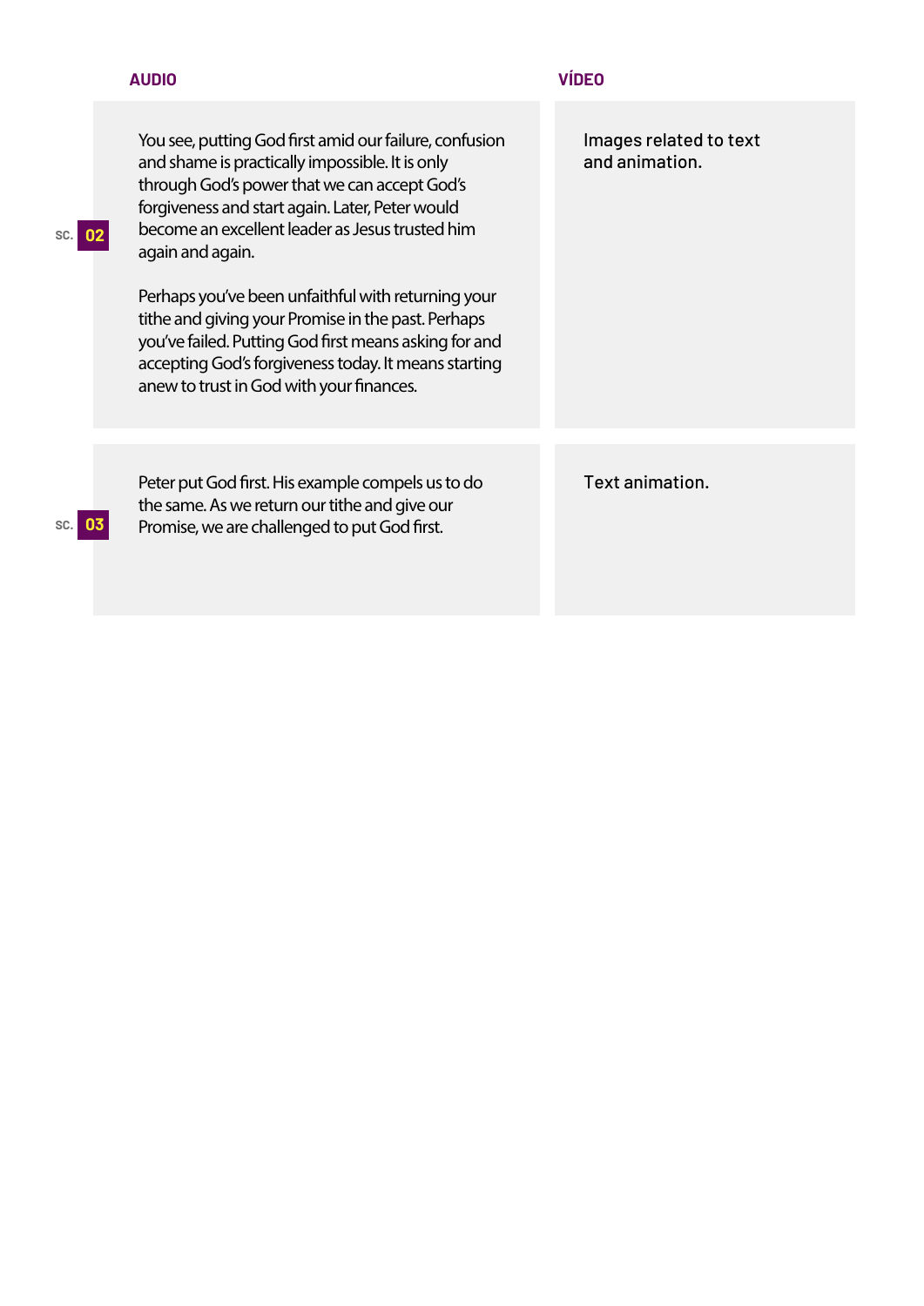| SC. | AUDIO | VÍDEO |
|---|---|---|
| 02 | You see, putting God first amid our failure, confusion and shame is practically impossible. It is only through God's power that we can accept God's forgiveness and start again. Later, Peter would become an excellent leader as Jesus trusted him again and again.<br><br>Perhaps you've been unfaithful with returning your tithe and giving your Promise in the past. Perhaps you've failed. Putting God first means asking for and accepting God's forgiveness today. It means starting anew to trust in God with your finances. | Images related to text and animation. |
| 03 | Peter put God first. His example compels us to do the same. As we return our tithe and give our Promise, we are challenged to put God first. | Text animation. |